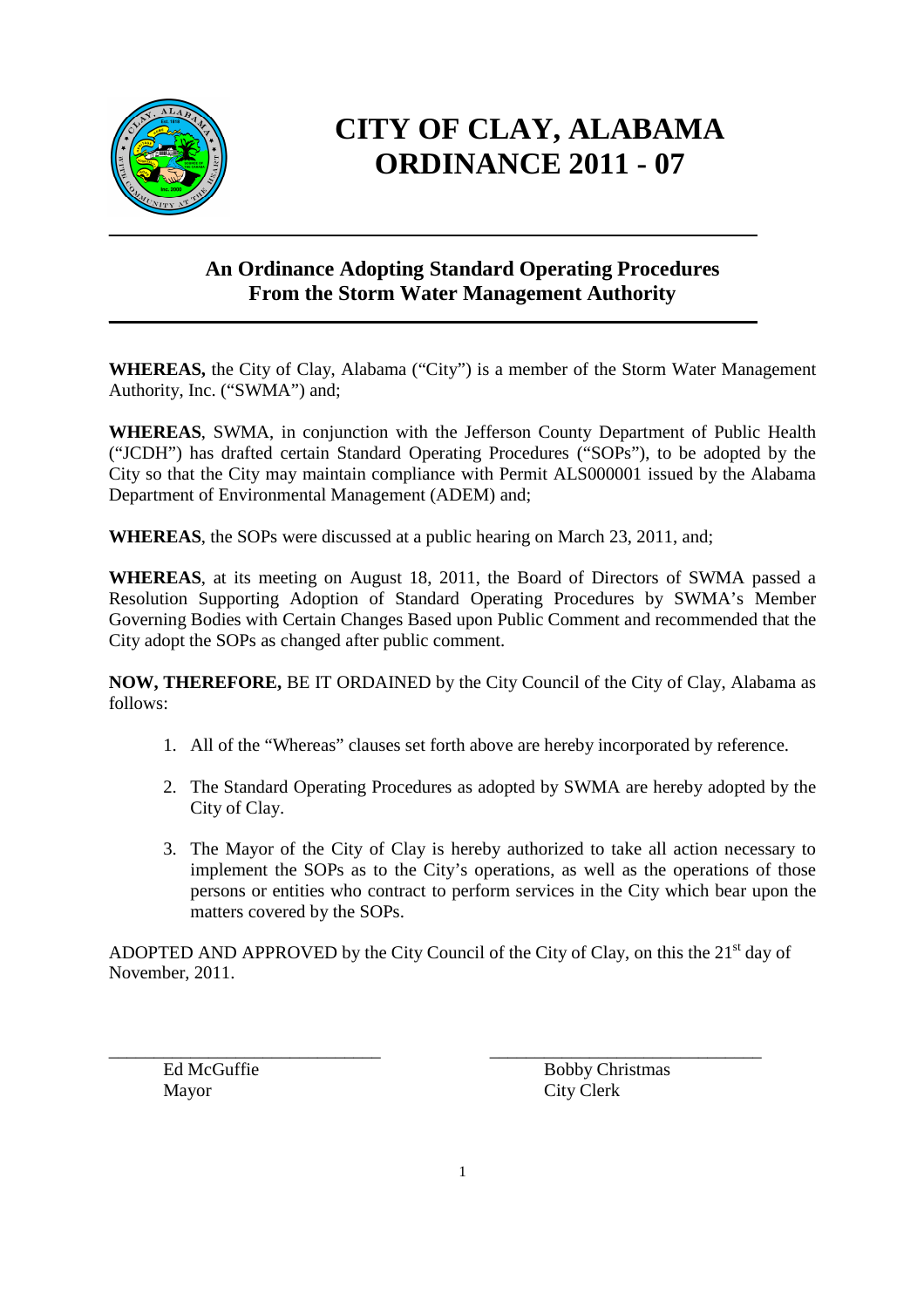# CITY OF CLAY, ALABAMA ORDINANCE 2011 - 07

## An Ordinance Adopting Standard Operating Procedures From the Storm Water Management Authority

**WHEREAS,** the City of Clay, Alabama ("City") is a member of the Storm Water Management Authority, Inc. ("SWMA") and;

**WHEREAS**, SWMA, in conjunction with the Jefferson County Department of Public Health ("JCDH") has drafted certain Standard Operating Procedures ("SOPs"), to be adopted by the City so that the City may maintain compliance with Permit ALS000001 issued by the Alabama Department of Environmental Management (ADEM) and;

**WHEREAS**, the SOPs were discussed at a public hearing on March 23, 2011, and;

**WHEREAS**, at its meeting on August 18, 2011, the Board of Directors of SWMA passed a Resolution Supporting Adoption of Standard Operating Procedures by SWMA's Member Governing Bodies with Certain Changes Based upon Public Comment and recommended that the City adopt the SOPs as changed after public comment.

**NOW, THEREFORE,** BE IT ORDAINED by the City Council of the City of Clay, Alabama as follows:

1. All of the "Whereas" clauses set forth above are hereby incorporated by reference.
2. The Standard Operating Procedures as adopted by SWMA are hereby adopted by the City of Clay.
3. The Mayor of the City of Clay is hereby authorized to take all action necessary to implement the SOPs as to the City's operations, as well as the operations of those persons or entities who contract to perform services in the City which bear upon the matters covered by the SOPs.

ADOPTED AND APPROVED by the City Council of the City of Clay, on this the 21st day of November, 2011.

\_\_\_\_\_\_\_\_\_\_\_\_\_\_\_\_\_\_\_\_\_\_\_\_\_\_\_\_\_\_
Ed McGuffie
Mayor

\_\_\_\_\_\_\_\_\_\_\_\_\_\_\_\_\_\_\_\_\_\_\_\_\_\_\_\_\_\_
Bobby Christmas
City Clerk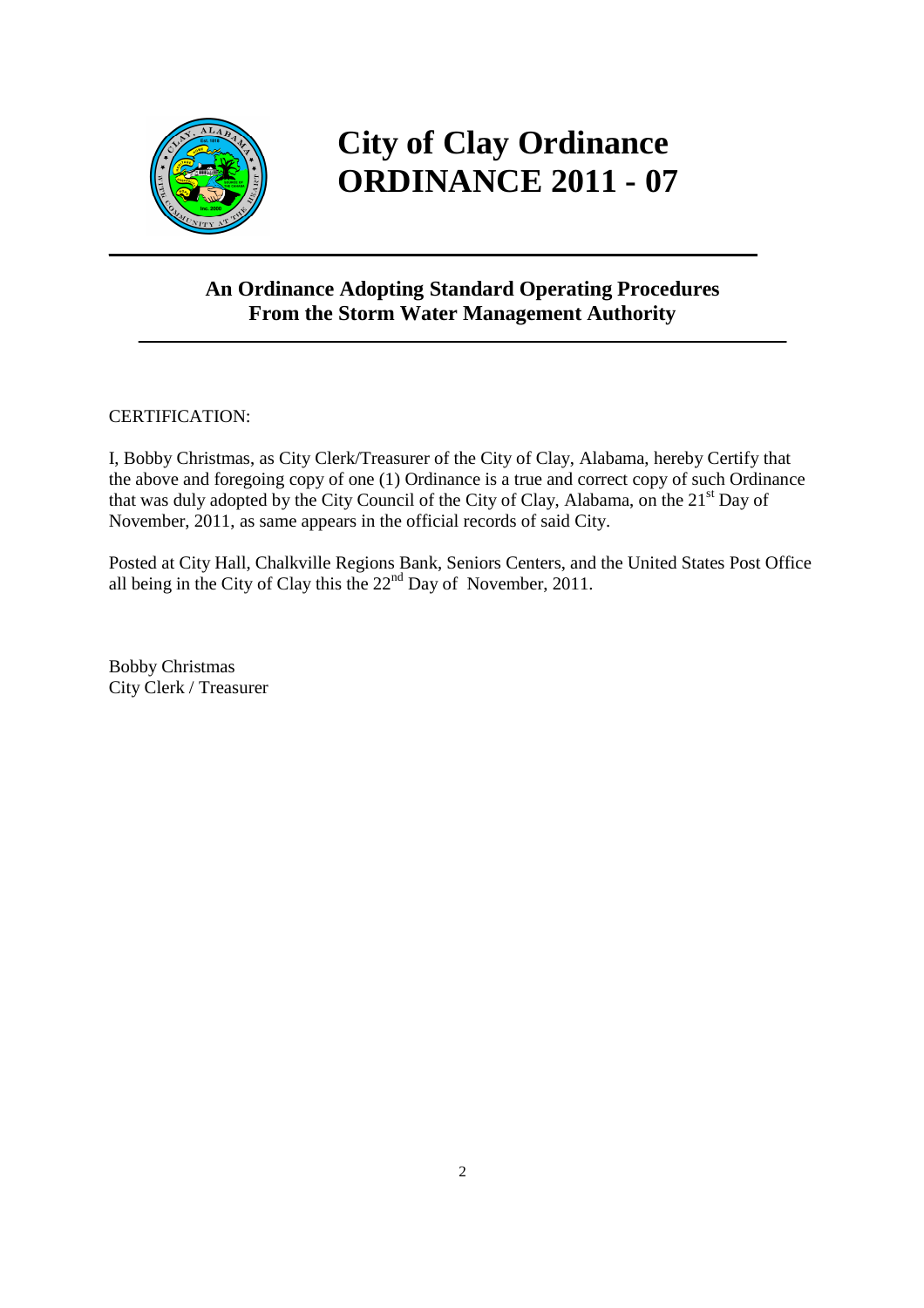# City of Clay Ordinance
# ORDINANCE 2011 - 07

## An Ordinance Adopting Standard Operating Procedures From the Storm Water Management Authority

CERTIFICATION:

I, Bobby Christmas, as City Clerk/Treasurer of the City of Clay, Alabama, hereby Certify that the above and foregoing copy of one (1) Ordinance is a true and correct copy of such Ordinance that was duly adopted by the City Council of the City of Clay, Alabama, on the 21st Day of November, 2011, as same appears in the official records of said City.

Posted at City Hall, Chalkville Regions Bank, Seniors Centers, and the United States Post Office all being in the City of Clay this the 22nd Day of November, 2011.

Bobby Christmas
City Clerk / Treasurer